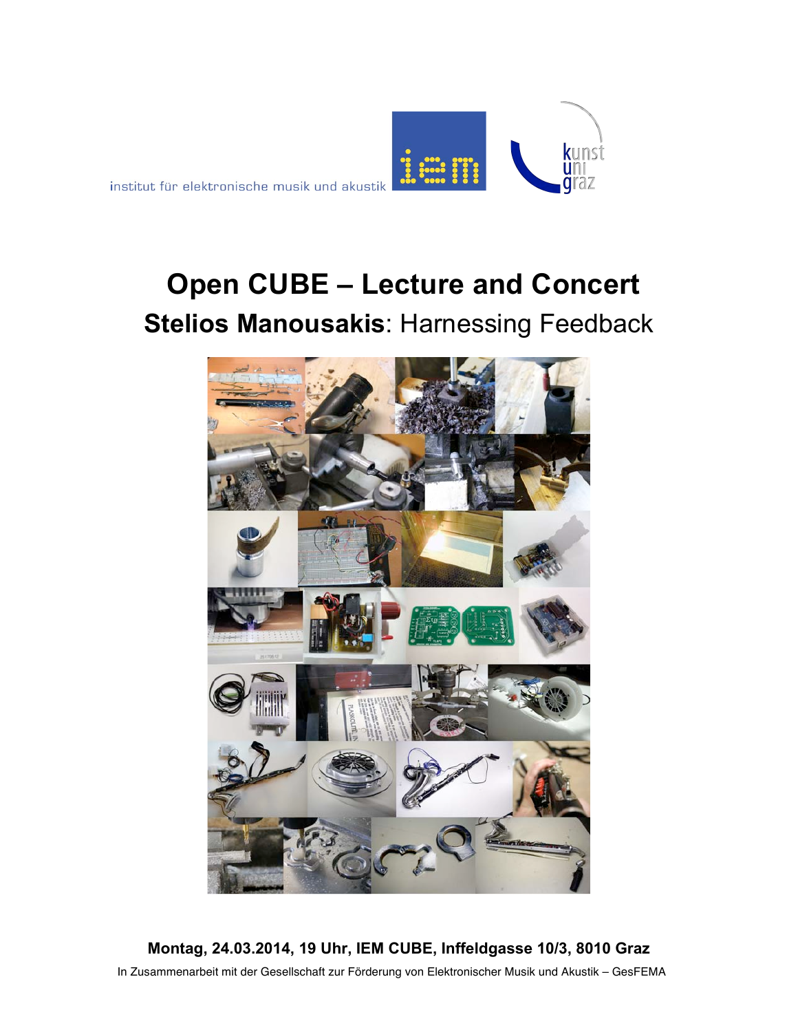institut für elektronische musik und akustik

# Open CUBE – Lecture and Concert

## **Stelios Manousakis**: Harnessing Feedback

**Montag, 24.03.2014, 19 Uhr, IEM CUBE, Inffeldgasse 10/3, 8010 Graz**

In Zusammenarbeit mit der Gesellschaft zur Förderung von Elektronischer Musik und Akustik – GesFEMA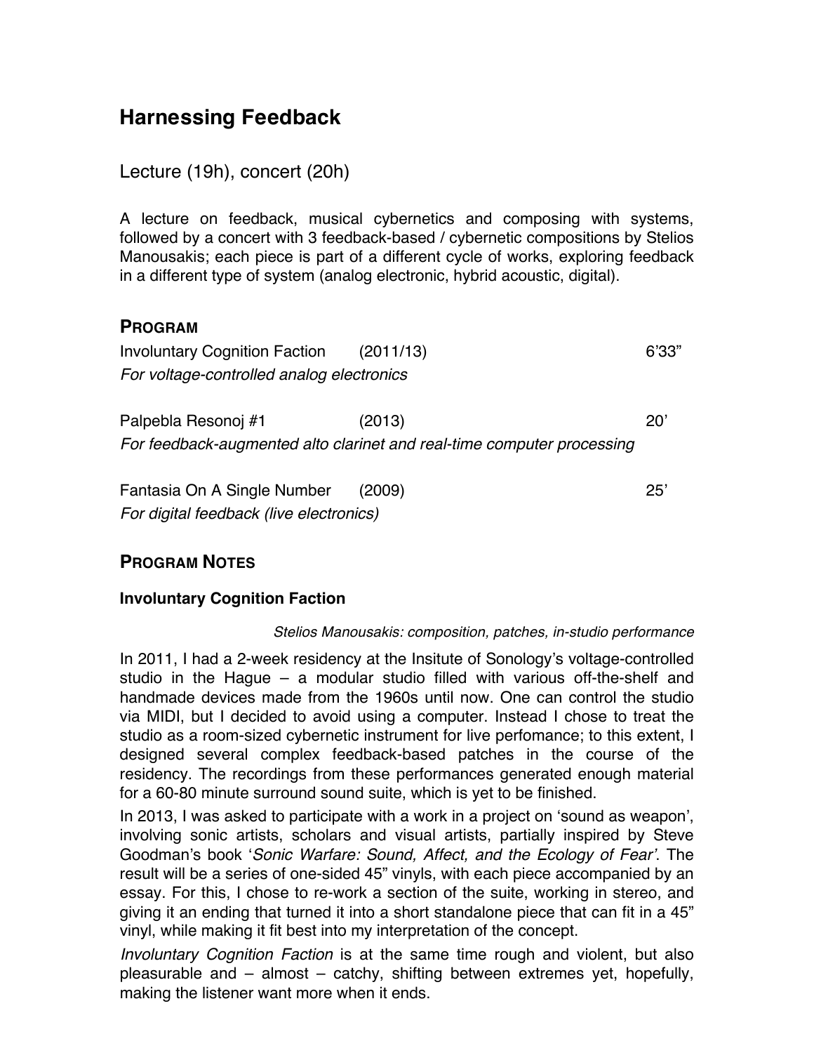# Harnessing Feedback

Lecture (19h), concert (20h)

A lecture on feedback, musical cybernetics and composing with systems, followed by a concert with 3 feedback-based / cybernetic compositions by Stelios Manousakis; each piece is part of a different cycle of works, exploring feedback in a different type of system (analog electronic, hybrid acoustic, digital).

## Program

| | | |
|---|---|---|
| Involuntary Cognition Faction | (2011/13) | 6'33" |
| *For voltage-controlled analog electronics* | | |
| Palpebla Resonoj #1 | (2013) | 20' |
| *For feedback-augmented alto clarinet and real-time computer processing* | | |
| Fantasia On A Single Number | (2009) | 25' |
| *For digital feedback (live electronics)* | | |

## Program Notes

### Involuntary Cognition Faction

*Stelios Manousakis: composition, patches, in-studio performance*

In 2011, I had a 2-week residency at the Insitute of Sonology's voltage-controlled studio in the Hague – a modular studio filled with various off-the-shelf and handmade devices made from the 1960s until now. One can control the studio via MIDI, but I decided to avoid using a computer. Instead I chose to treat the studio as a room-sized cybernetic instrument for live perfomance; to this extent, I designed several complex feedback-based patches in the course of the residency. The recordings from these performances generated enough material for a 60-80 minute surround sound suite, which is yet to be finished.

In 2013, I was asked to participate with a work in a project on 'sound as weapon', involving sonic artists, scholars and visual artists, partially inspired by Steve Goodman's book '*Sonic Warfare: Sound, Affect, and the Ecology of Fear'*. The result will be a series of one-sided 45" vinyls, with each piece accompanied by an essay. For this, I chose to re-work a section of the suite, working in stereo, and giving it an ending that turned it into a short standalone piece that can fit in a 45" vinyl, while making it fit best into my interpretation of the concept.

*Involuntary Cognition Faction* is at the same time rough and violent, but also pleasurable and – almost – catchy, shifting between extremes yet, hopefully, making the listener want more when it ends.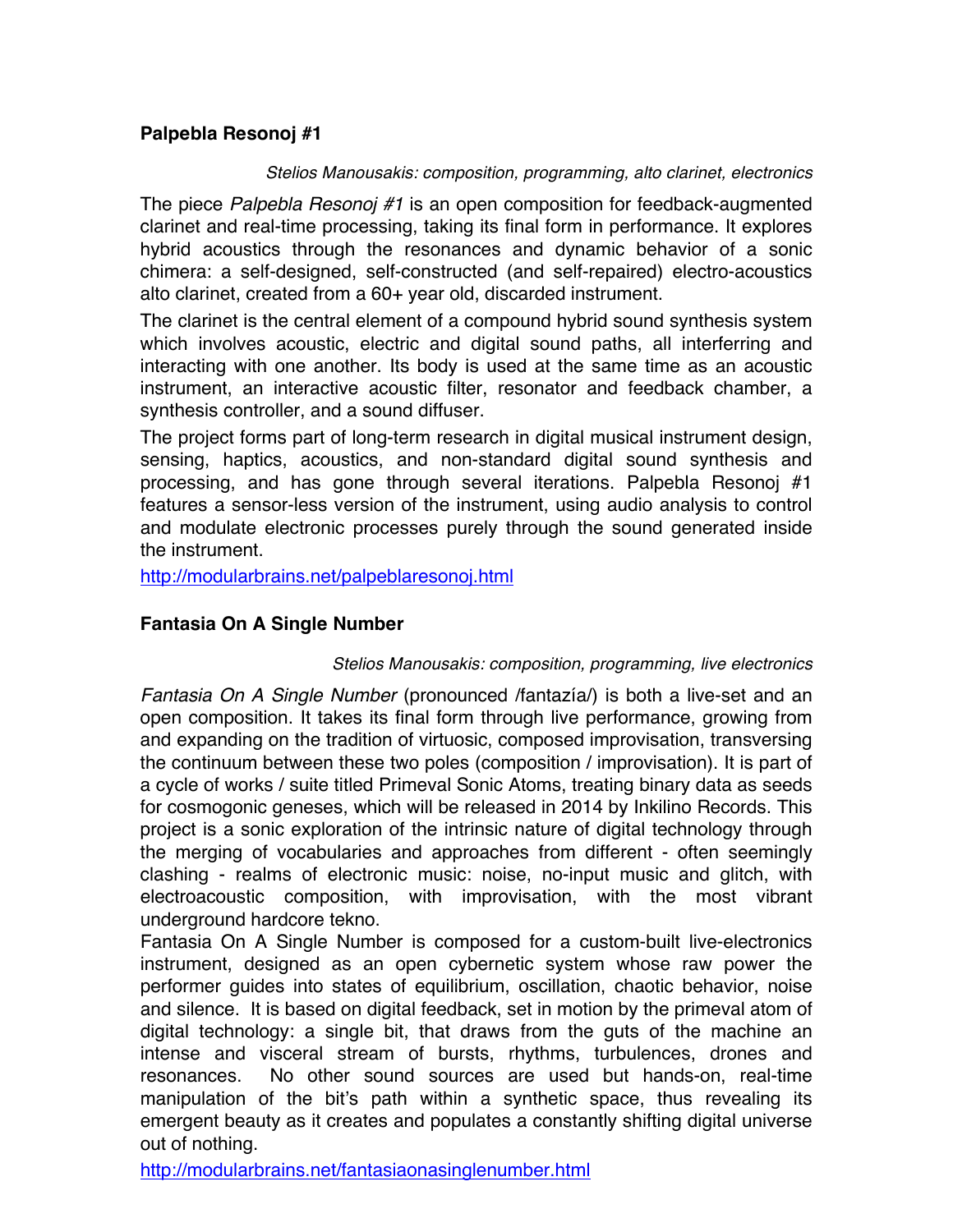### **Palpebla Resonoj #1**

*Stelios Manousakis: composition, programming, alto clarinet, electronics*

The piece *Palpebla Resonoj #1* is an open composition for feedback-augmented clarinet and real-time processing, taking its final form in performance. It explores hybrid acoustics through the resonances and dynamic behavior of a sonic chimera: a self-designed, self-constructed (and self-repaired) electro-acoustics alto clarinet, created from a 60+ year old, discarded instrument.

The clarinet is the central element of a compound hybrid sound synthesis system which involves acoustic, electric and digital sound paths, all interferring and interacting with one another. Its body is used at the same time as an acoustic instrument, an interactive acoustic filter, resonator and feedback chamber, a synthesis controller, and a sound diffuser.

The project forms part of long-term research in digital musical instrument design, sensing, haptics, acoustics, and non-standard digital sound synthesis and processing, and has gone through several iterations. Palpebla Resonoj #1 features a sensor-less version of the instrument, using audio analysis to control and modulate electronic processes purely through the sound generated inside the instrument.

http://modularbrains.net/palpeblaresonoj.html

### **Fantasia On A Single Number**

*Stelios Manousakis: composition, programming, live electronics*

*Fantasia On A Single Number* (pronounced /fantazía/) is both a live-set and an open composition. It takes its final form through live performance, growing from and expanding on the tradition of virtuosic, composed improvisation, transversing the continuum between these two poles (composition / improvisation). It is part of a cycle of works / suite titled Primeval Sonic Atoms, treating binary data as seeds for cosmogonic geneses, which will be released in 2014 by Inkilino Records. This project is a sonic exploration of the intrinsic nature of digital technology through the merging of vocabularies and approaches from different - often seemingly clashing - realms of electronic music: noise, no-input music and glitch, with electroacoustic composition, with improvisation, with the most vibrant underground hardcore tekno.

Fantasia On A Single Number is composed for a custom-built live-electronics instrument, designed as an open cybernetic system whose raw power the performer guides into states of equilibrium, oscillation, chaotic behavior, noise and silence. It is based on digital feedback, set in motion by the primeval atom of digital technology: a single bit, that draws from the guts of the machine an intense and visceral stream of bursts, rhythms, turbulences, drones and resonances. No other sound sources are used but hands-on, real-time manipulation of the bit's path within a synthetic space, thus revealing its emergent beauty as it creates and populates a constantly shifting digital universe out of nothing.

http://modularbrains.net/fantasiaonasinglenumber.html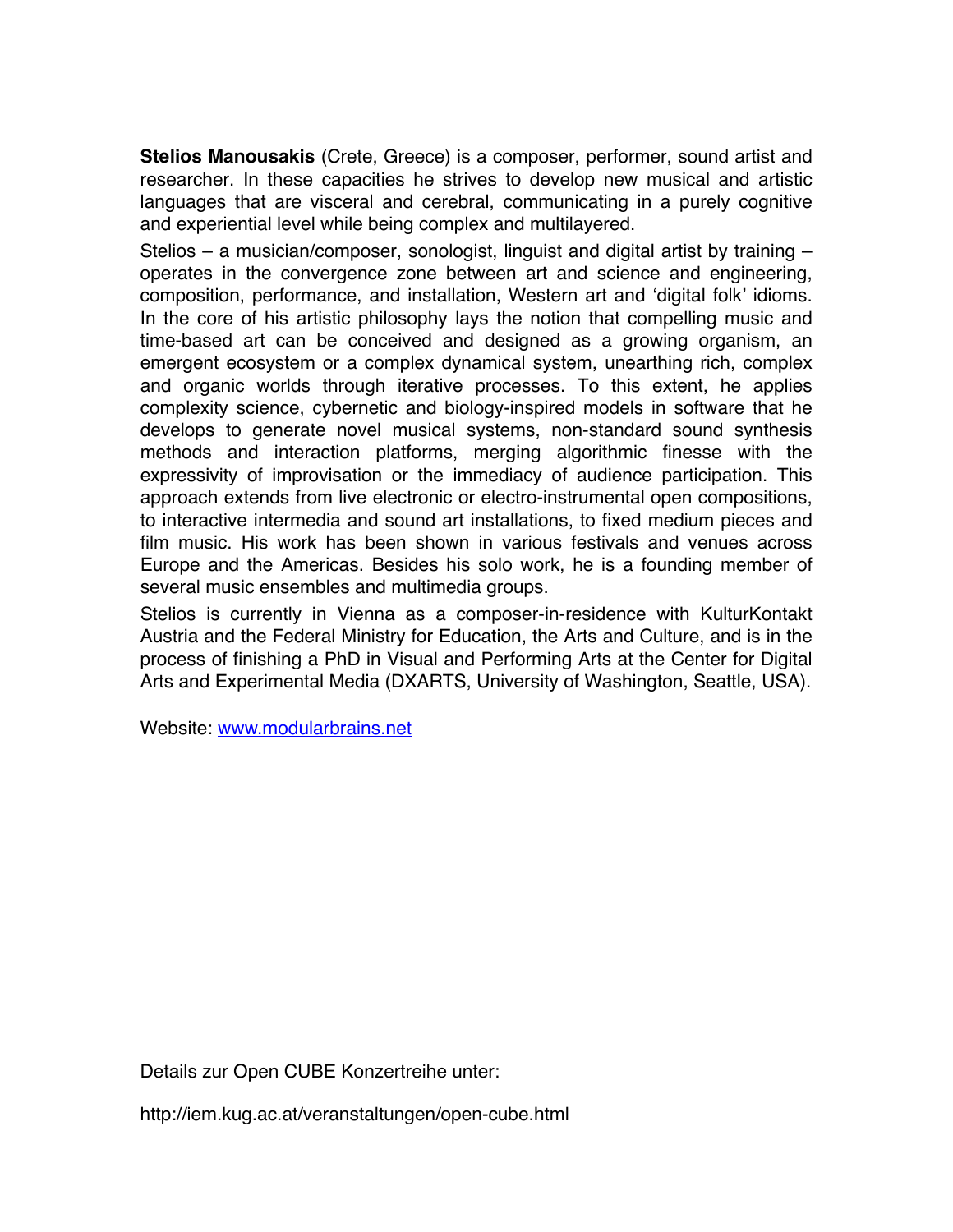**Stelios Manousakis** (Crete, Greece) is a composer, performer, sound artist and researcher. In these capacities he strives to develop new musical and artistic languages that are visceral and cerebral, communicating in a purely cognitive and experiential level while being complex and multilayered.

Stelios – a musician/composer, sonologist, linguist and digital artist by training – operates in the convergence zone between art and science and engineering, composition, performance, and installation, Western art and 'digital folk' idioms. In the core of his artistic philosophy lays the notion that compelling music and time-based art can be conceived and designed as a growing organism, an emergent ecosystem or a complex dynamical system, unearthing rich, complex and organic worlds through iterative processes. To this extent, he applies complexity science, cybernetic and biology-inspired models in software that he develops to generate novel musical systems, non-standard sound synthesis methods and interaction platforms, merging algorithmic finesse with the expressivity of improvisation or the immediacy of audience participation. This approach extends from live electronic or electro-instrumental open compositions, to interactive intermedia and sound art installations, to fixed medium pieces and film music. His work has been shown in various festivals and venues across Europe and the Americas. Besides his solo work, he is a founding member of several music ensembles and multimedia groups.

Stelios is currently in Vienna as a composer-in-residence with KulturKontakt Austria and the Federal Ministry for Education, the Arts and Culture, and is in the process of finishing a PhD in Visual and Performing Arts at the Center for Digital Arts and Experimental Media (DXARTS, University of Washington, Seattle, USA).

Website: [www.modularbrains.net](http://www.modularbrains.net)

Details zur Open CUBE Konzertreihe unter:

http://iem.kug.ac.at/veranstaltungen/open-cube.html